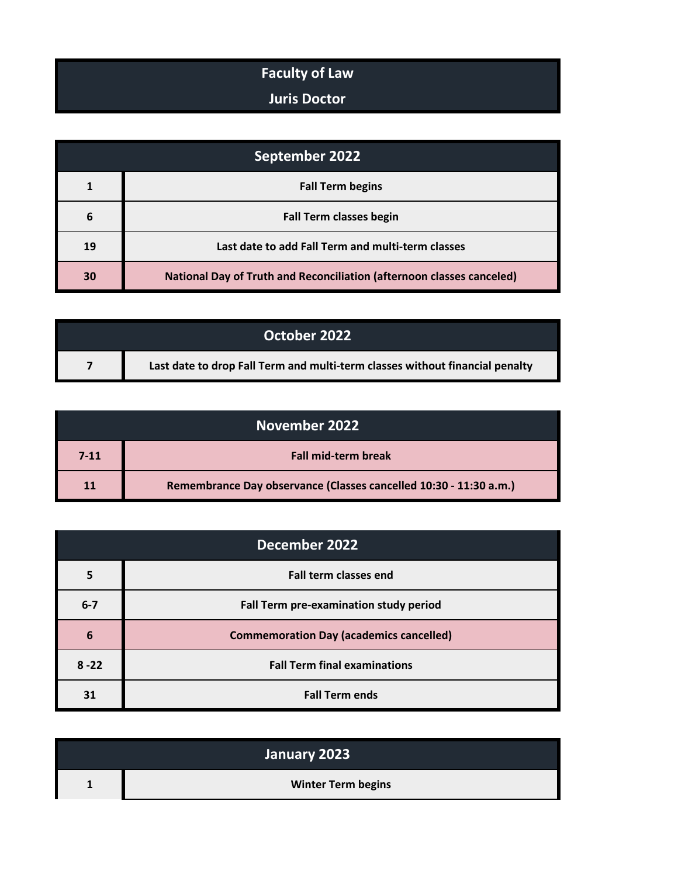# Faculty of Law

## Juris Doctor

| September 2022 | |
|---|---|
| 1 | Fall Term begins |
| 6 | Fall Term classes begin |
| 19 | Last date to add Fall Term and multi-term classes |
| 30 | National Day of Truth and Reconciliation (afternoon classes canceled) |

| October 2022 | |
|---|---|
| 7 | Last date to drop Fall Term and multi-term classes without financial penalty |

| November 2022 | |
|---|---|
| 7-11 | Fall mid-term break |
| 11 | Remembrance Day observance (Classes cancelled 10:30 - 11:30 a.m.) |

| December 2022 | |
|---|---|
| 5 | Fall term classes end |
| 6-7 | Fall Term pre-examination study period |
| 6 | Commemoration Day (academics cancelled) |
| 8 -22 | Fall Term final examinations |
| 31 | Fall Term ends |

| January 2023 | |
|---|---|
| 1 | Winter Term begins |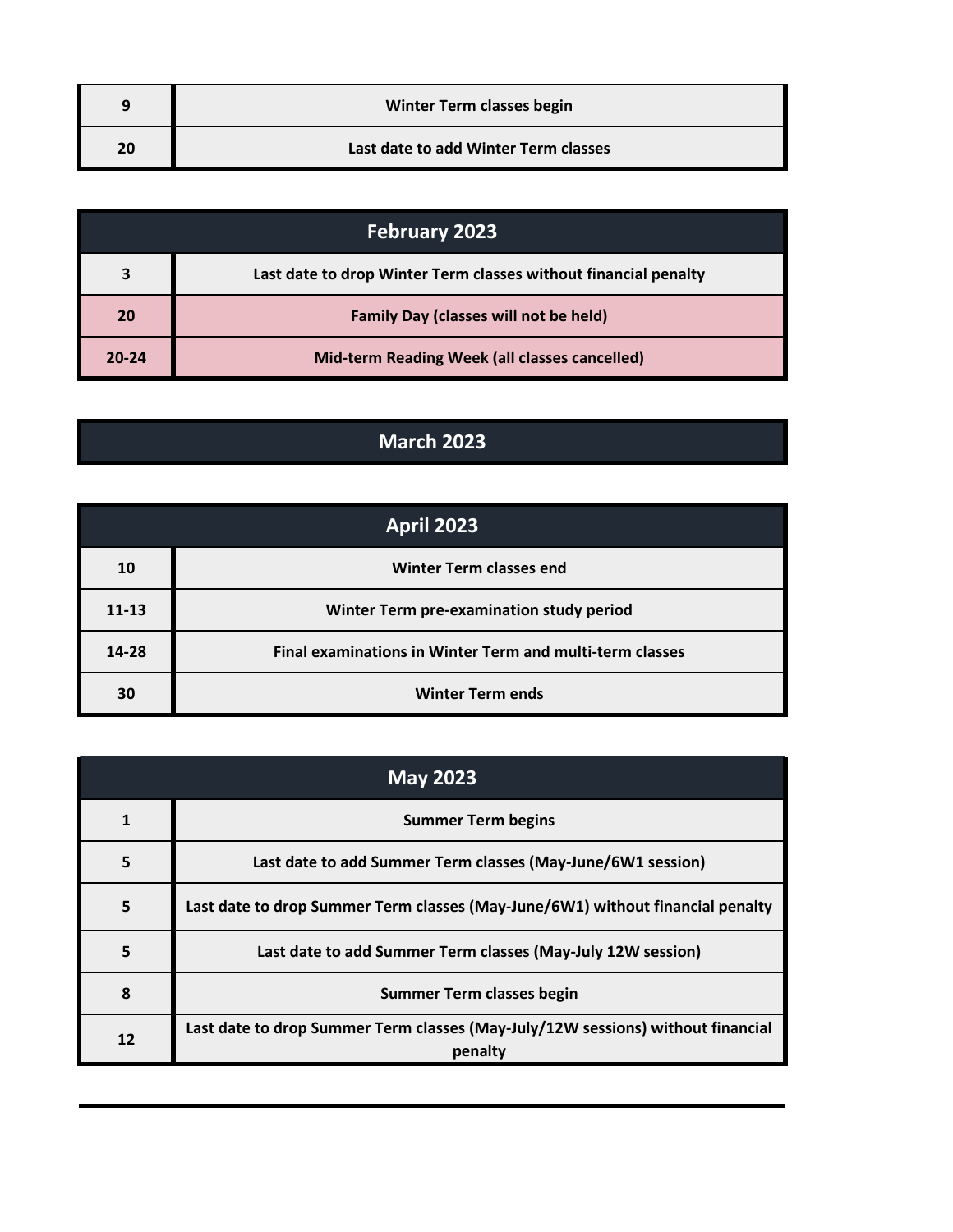| | |
|---|---|
| 9 | Winter Term classes begin |
| 20 | Last date to add Winter Term classes |

| February 2023 | |
|---|---|
| 3 | Last date to drop Winter Term classes without financial penalty |
| 20 | Family Day (classes will not be held) |
| 20-24 | Mid-term Reading Week (all classes cancelled) |

| March 2023 | |
|---|---|

| April 2023 | |
|---|---|
| 10 | Winter Term classes end |
| 11-13 | Winter Term pre-examination study period |
| 14-28 | Final examinations in Winter Term and multi-term classes |
| 30 | Winter Term ends |

| May 2023 | |
|---|---|
| 1 | Summer Term begins |
| 5 | Last date to add Summer Term classes (May-June/6W1 session) |
| 5 | Last date to drop Summer Term classes (May-June/6W1) without financial penalty |
| 5 | Last date to add Summer Term classes (May-July 12W session) |
| 8 | Summer Term classes begin |
| 12 | Last date to drop Summer Term classes (May-July/12W sessions) without financial penalty |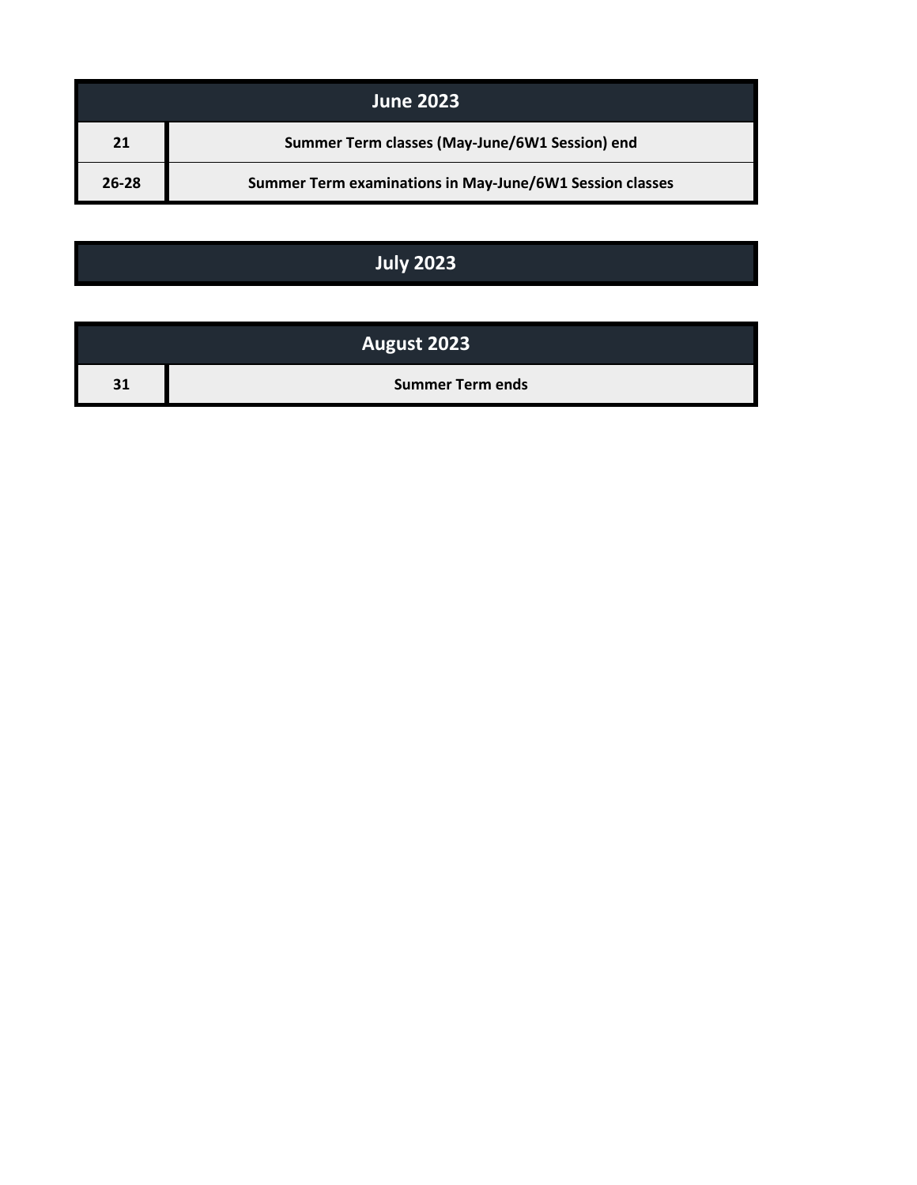| June 2023 | |
|---|---|
| 21 | Summer Term classes (May-June/6W1 Session) end |
| 26-28 | Summer Term examinations in May-June/6W1 Session classes |

| July 2023 | |
|---|---|

| August 2023 | |
|---|---|
| 31 | Summer Term ends |